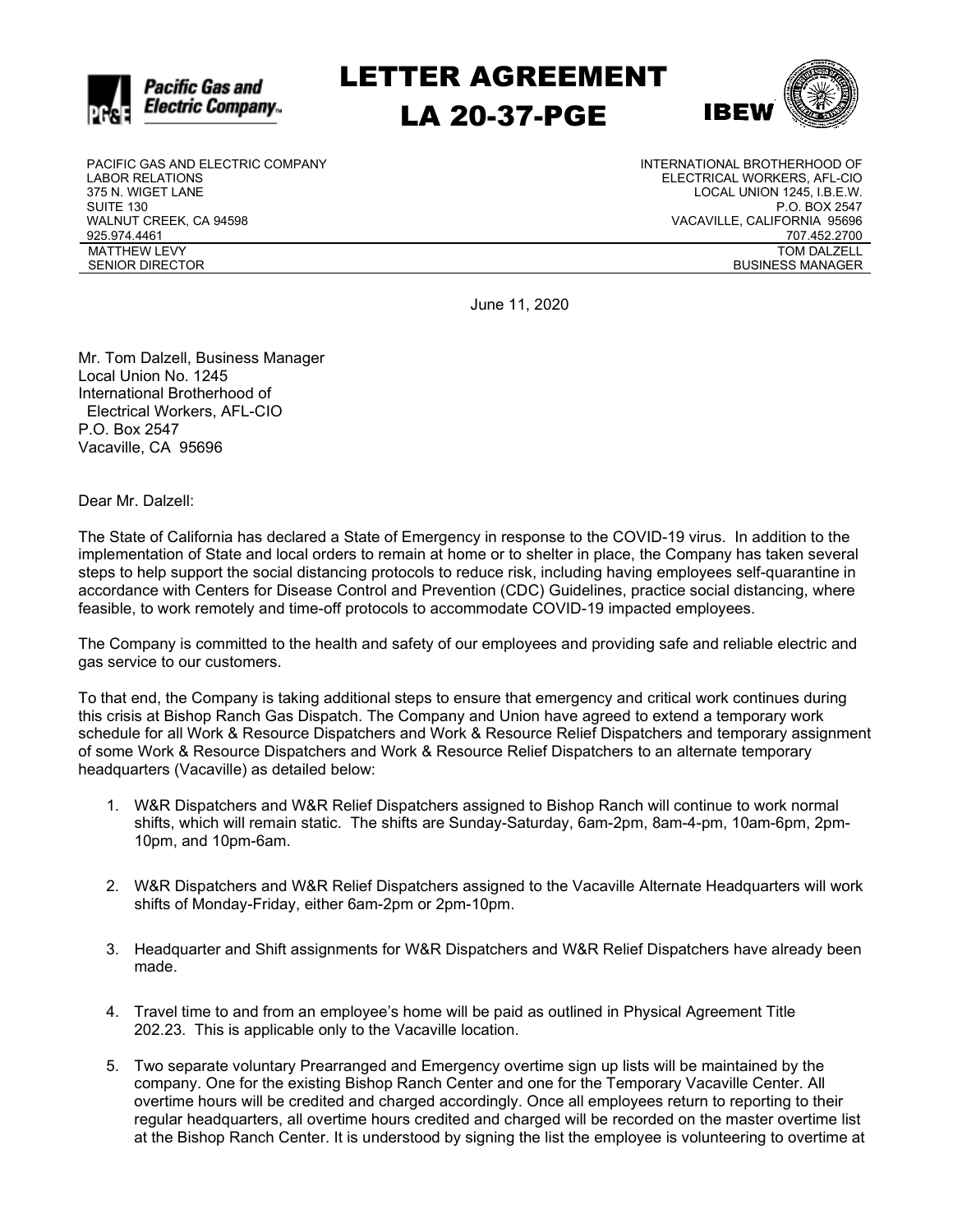# LETTER AGREEMENT
# LA 20-37-PGE

PACIFIC GAS AND ELECTRIC COMPANY
LABOR RELATIONS
375 N. WIGET LANE
SUITE 130
WALNUT CREEK, CA 94598
925.974.4461

MATTHEW LEVY
SENIOR DIRECTOR

INTERNATIONAL BROTHERHOOD OF
ELECTRICAL WORKERS, AFL-CIO
LOCAL UNION 1245, I.B.E.W.
P.O. BOX 2547
VACAVILLE, CALIFORNIA 95696
707.452.2700

TOM DALZELL
BUSINESS MANAGER

June 11, 2020

Mr. Tom Dalzell, Business Manager
Local Union No. 1245
International Brotherhood of
Electrical Workers, AFL-CIO
P.O. Box 2547
Vacaville, CA 95696

Dear Mr. Dalzell:

The State of California has declared a State of Emergency in response to the COVID-19 virus. In addition to the implementation of State and local orders to remain at home or to shelter in place, the Company has taken several steps to help support the social distancing protocols to reduce risk, including having employees self-quarantine in accordance with Centers for Disease Control and Prevention (CDC) Guidelines, practice social distancing, where feasible, to work remotely and time-off protocols to accommodate COVID-19 impacted employees.

The Company is committed to the health and safety of our employees and providing safe and reliable electric and gas service to our customers.

To that end, the Company is taking additional steps to ensure that emergency and critical work continues during this crisis at Bishop Ranch Gas Dispatch. The Company and Union have agreed to extend a temporary work schedule for all Work & Resource Dispatchers and Work & Resource Relief Dispatchers and temporary assignment of some Work & Resource Dispatchers and Work & Resource Relief Dispatchers to an alternate temporary headquarters (Vacaville) as detailed below:

1. W&R Dispatchers and W&R Relief Dispatchers assigned to Bishop Ranch will continue to work normal shifts, which will remain static. The shifts are Sunday-Saturday, 6am-2pm, 8am-4-pm, 10am-6pm, 2pm-10pm, and 10pm-6am.

2. W&R Dispatchers and W&R Relief Dispatchers assigned to the Vacaville Alternate Headquarters will work shifts of Monday-Friday, either 6am-2pm or 2pm-10pm.

3. Headquarter and Shift assignments for W&R Dispatchers and W&R Relief Dispatchers have already been made.

4. Travel time to and from an employee's home will be paid as outlined in Physical Agreement Title 202.23. This is applicable only to the Vacaville location.

5. Two separate voluntary Prearranged and Emergency overtime sign up lists will be maintained by the company. One for the existing Bishop Ranch Center and one for the Temporary Vacaville Center. All overtime hours will be credited and charged accordingly. Once all employees return to reporting to their regular headquarters, all overtime hours credited and charged will be recorded on the master overtime list at the Bishop Ranch Center. It is understood by signing the list the employee is volunteering to overtime at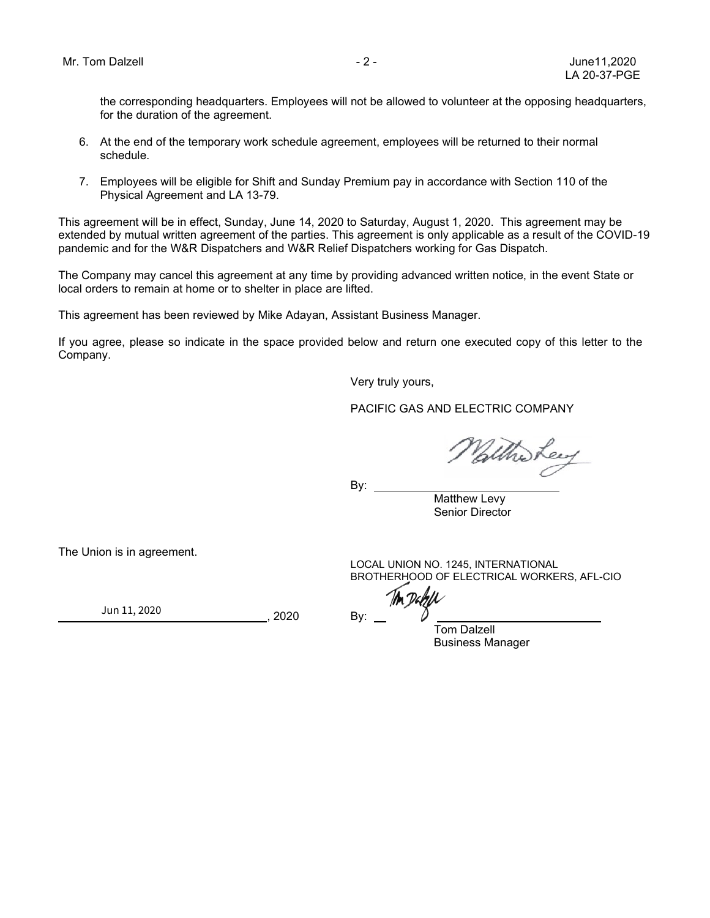the corresponding headquarters. Employees will not be allowed to volunteer at the opposing headquarters, for the duration of the agreement.

6. At the end of the temporary work schedule agreement, employees will be returned to their normal schedule.

7. Employees will be eligible for Shift and Sunday Premium pay in accordance with Section 110 of the Physical Agreement and LA 13-79.

This agreement will be in effect, Sunday, June 14, 2020 to Saturday, August 1, 2020. This agreement may be extended by mutual written agreement of the parties. This agreement is only applicable as a result of the COVID-19 pandemic and for the W&R Dispatchers and W&R Relief Dispatchers working for Gas Dispatch.

The Company may cancel this agreement at any time by providing advanced written notice, in the event State or local orders to remain at home or to shelter in place are lifted.

This agreement has been reviewed by Mike Adayan, Assistant Business Manager.

If you agree, please so indicate in the space provided below and return one executed copy of this letter to the Company.

Very truly yours,

PACIFIC GAS AND ELECTRIC COMPANY

By: Matthew Levy

Matthew Levy
Senior Director

The Union is in agreement.

LOCAL UNION NO. 1245, INTERNATIONAL BROTHERHOOD OF ELECTRICAL WORKERS, AFL-CIO

Jun 11, 2020, 2020

By: Tom Dalzell

Tom Dalzell
Business Manager